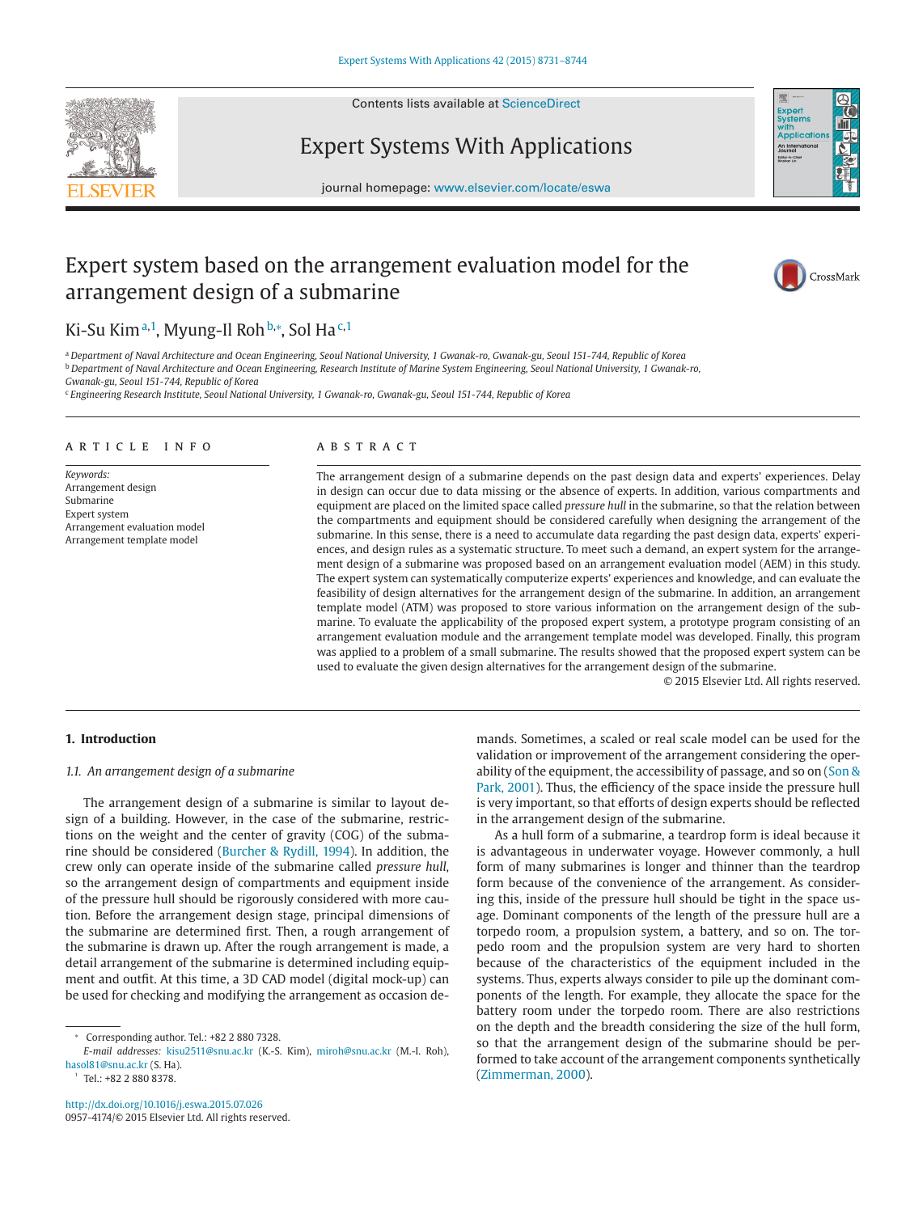# Expert system based on the arrangement evaluation model for the arrangement design of a submarine

Ki-Su Kim[a,1], Myung-Il Roh[b,*], Sol Ha[c,1]

[a] Department of Naval Architecture and Ocean Engineering, Seoul National University, 1 Gwanak-ro, Gwanak-gu, Seoul 151-744, Republic of Korea
[b] Department of Naval Architecture and Ocean Engineering, Research Institute of Marine System Engineering, Seoul National University, 1 Gwanak-ro, Gwanak-gu, Seoul 151-744, Republic of Korea
[c] Engineering Research Institute, Seoul National University, 1 Gwanak-ro, Gwanak-gu, Seoul 151-744, Republic of Korea

## ARTICLE INFO

*Keywords:*
Arrangement design
Submarine
Expert system
Arrangement evaluation model
Arrangement template model

## ABSTRACT

The arrangement design of a submarine depends on the past design data and experts' experiences. Delay in design can occur due to data missing or the absence of experts. In addition, various compartments and equipment are placed on the limited space called *pressure hull* in the submarine, so that the relation between the compartments and equipment should be considered carefully when designing the arrangement of the submarine. In this sense, there is a need to accumulate data regarding the past design data, experts' experiences, and design rules as a systematic structure. To meet such a demand, an expert system for the arrangement design of a submarine was proposed based on an arrangement evaluation model (AEM) in this study. The expert system can systematically computerize experts' experiences and knowledge, and can evaluate the feasibility of design alternatives for the arrangement design of the submarine. In addition, an arrangement template model (ATM) was proposed to store various information on the arrangement design of the submarine. To evaluate the applicability of the proposed expert system, a prototype program consisting of an arrangement evaluation module and the arrangement template model was developed. Finally, this program was applied to a problem of a small submarine. The results showed that the proposed expert system can be used to evaluate the given design alternatives for the arrangement design of the submarine.

© 2015 Elsevier Ltd. All rights reserved.

## 1. Introduction

### 1.1. An arrangement design of a submarine

The arrangement design of a submarine is similar to layout design of a building. However, in the case of the submarine, restrictions on the weight and the center of gravity (COG) of the submarine should be considered (Burcher & Rydill, 1994). In addition, the crew only can operate inside of the submarine called *pressure hull*, so the arrangement design of compartments and equipment inside of the pressure hull should be rigorously considered with more caution. Before the arrangement design stage, principal dimensions of the submarine are determined first. Then, a rough arrangement of the submarine is drawn up. After the rough arrangement is made, a detail arrangement of the submarine is determined including equipment and outfit. At this time, a 3D CAD model (digital mock-up) can be used for checking and modifying the arrangement as occasion demands. Sometimes, a scaled or real scale model can be used for the validation or improvement of the arrangement considering the operability of the equipment, the accessibility of passage, and so on (Son & Park, 2001). Thus, the efficiency of the space inside the pressure hull is very important, so that efforts of design experts should be reflected in the arrangement design of the submarine.

As a hull form of a submarine, a teardrop form is ideal because it is advantageous in underwater voyage. However commonly, a hull form of many submarines is longer and thinner than the teardrop form because of the convenience of the arrangement. As considering this, inside of the pressure hull should be tight in the space usage. Dominant components of the length of the pressure hull are a torpedo room, a propulsion system, a battery, and so on. The torpedo room and the propulsion system are very hard to shorten because of the characteristics of the equipment included in the systems. Thus, experts always consider to pile up the dominant components of the length. For example, they allocate the space for the battery room under the torpedo room. There are also restrictions on the depth and the breadth considering the size of the hull form, so that the arrangement design of the submarine should be performed to take account of the arrangement components synthetically (Zimmerman, 2000).

---

[*] Corresponding author. Tel.: +82 2 880 7328.
*E-mail addresses:* kisu2511@snu.ac.kr (K.-S. Kim), miroh@snu.ac.kr (M.-I. Roh), hasol81@snu.ac.kr (S. Ha).
[1] Tel.: +82 2 880 8378.

http://dx.doi.org/10.1016/j.eswa.2015.07.026
0957-4174/© 2015 Elsevier Ltd. All rights reserved.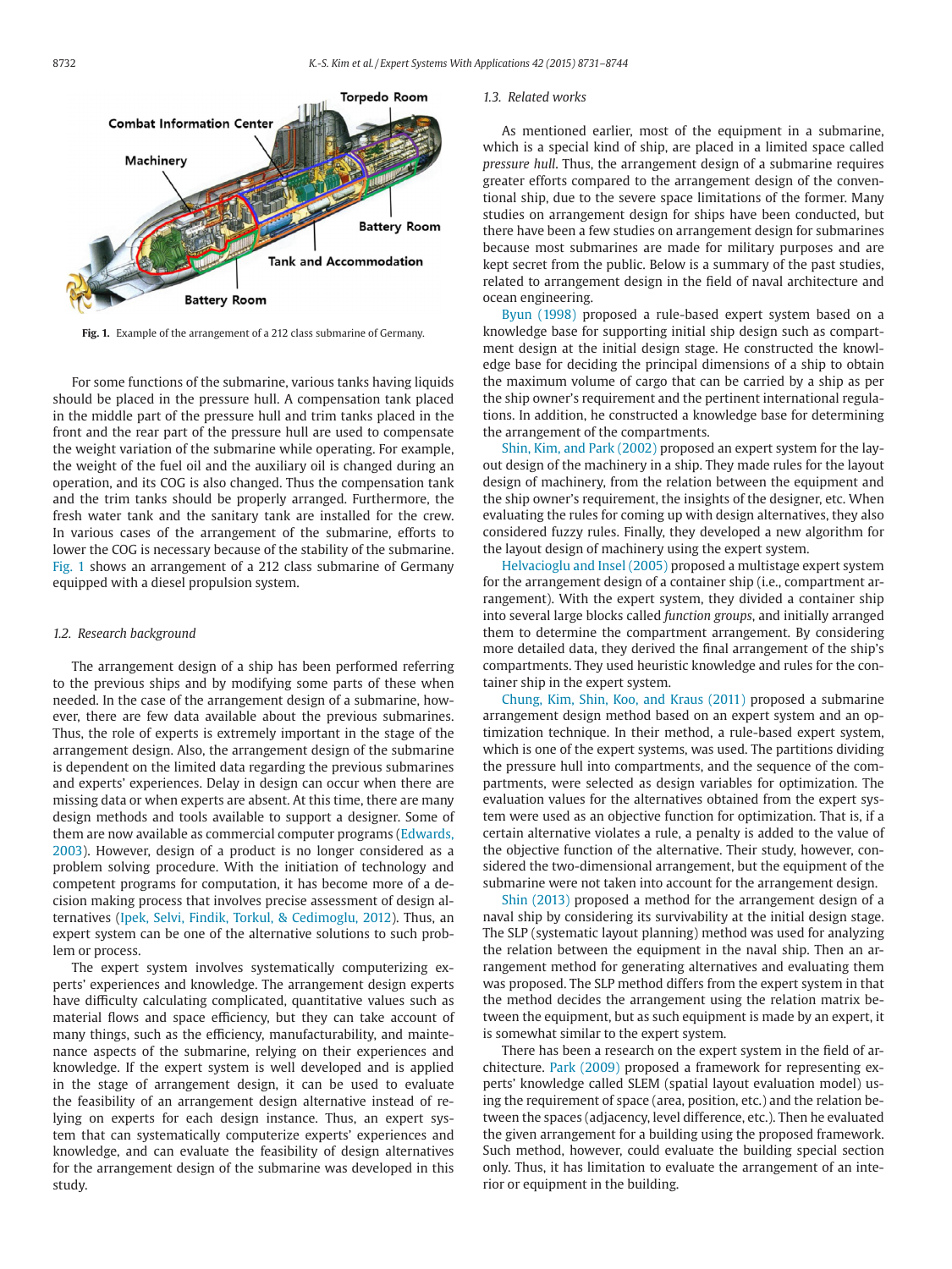Torpedo Room

Combat Information Center

Machinery

Battery Room

Tank and Accommodation

Battery Room

**Fig. 1.** Example of the arrangement of a 212 class submarine of Germany.

For some functions of the submarine, various tanks having liquids should be placed in the pressure hull. A compensation tank placed in the middle part of the pressure hull and trim tanks placed in the front and the rear part of the pressure hull are used to compensate the weight variation of the submarine while operating. For example, the weight of the fuel oil and the auxiliary oil is changed during an operation, and its COG is also changed. Thus the compensation tank and the trim tanks should be properly arranged. Furthermore, the fresh water tank and the sanitary tank are installed for the crew. In various cases of the arrangement of the submarine, efforts to lower the COG is necessary because of the stability of the submarine. Fig. 1 shows an arrangement of a 212 class submarine of Germany equipped with a diesel propulsion system.

### 1.2. Research background

The arrangement design of a ship has been performed referring to the previous ships and by modifying some parts of these when needed. In the case of the arrangement design of a submarine, however, there are few data available about the previous submarines. Thus, the role of experts is extremely important in the stage of the arrangement design. Also, the arrangement design of the submarine is dependent on the limited data regarding the previous submarines and experts' experiences. Delay in design can occur when there are missing data or when experts are absent. At this time, there are many design methods and tools available to support a designer. Some of them are now available as commercial computer programs (Edwards, 2003). However, design of a product is no longer considered as a problem solving procedure. With the initiation of technology and competent programs for computation, it has become more of a decision making process that involves precise assessment of design alternatives (Ipek, Selvi, Findik, Torkul, & Cedimoglu, 2012). Thus, an expert system can be one of the alternative solutions to such problem or process.

The expert system involves systematically computerizing experts' experiences and knowledge. The arrangement design experts have difficulty calculating complicated, quantitative values such as material flows and space efficiency, but they can take account of many things, such as the efficiency, manufacturability, and maintenance aspects of the submarine, relying on their experiences and knowledge. If the expert system is well developed and is applied in the stage of arrangement design, it can be used to evaluate the feasibility of an arrangement design alternative instead of relying on experts for each design instance. Thus, an expert system that can systematically computerize experts' experiences and knowledge, and can evaluate the feasibility of design alternatives for the arrangement design of the submarine was developed in this study.

### 1.3. Related works

As mentioned earlier, most of the equipment in a submarine, which is a special kind of ship, are placed in a limited space called *pressure hull*. Thus, the arrangement design of a submarine requires greater efforts compared to the arrangement design of the conventional ship, due to the severe space limitations of the former. Many studies on arrangement design for ships have been conducted, but there have been a few studies on arrangement design for submarines because most submarines are made for military purposes and are kept secret from the public. Below is a summary of the past studies, related to arrangement design in the field of naval architecture and ocean engineering.

Byun (1998) proposed a rule-based expert system based on a knowledge base for supporting initial ship design such as compartment design at the initial design stage. He constructed the knowledge base for deciding the principal dimensions of a ship to obtain the maximum volume of cargo that can be carried by a ship as per the ship owner's requirement and the pertinent international regulations. In addition, he constructed a knowledge base for determining the arrangement of the compartments.

Shin, Kim, and Park (2002) proposed an expert system for the layout design of the machinery in a ship. They made rules for the layout design of machinery, from the relation between the equipment and the ship owner's requirement, the insights of the designer, etc. When evaluating the rules for coming up with design alternatives, they also considered fuzzy rules. Finally, they developed a new algorithm for the layout design of machinery using the expert system.

Helvacioglu and Insel (2005) proposed a multistage expert system for the arrangement design of a container ship (i.e., compartment arrangement). With the expert system, they divided a container ship into several large blocks called *function groups*, and initially arranged them to determine the compartment arrangement. By considering more detailed data, they derived the final arrangement of the ship's compartments. They used heuristic knowledge and rules for the container ship in the expert system.

Chung, Kim, Shin, Koo, and Kraus (2011) proposed a submarine arrangement design method based on an expert system and an optimization technique. In their method, a rule-based expert system, which is one of the expert systems, was used. The partitions dividing the pressure hull into compartments, and the sequence of the compartments, were selected as design variables for optimization. The evaluation values for the alternatives obtained from the expert system were used as an objective function for optimization. That is, if a certain alternative violates a rule, a penalty is added to the value of the objective function of the alternative. Their study, however, considered the two-dimensional arrangement, but the equipment of the submarine were not taken into account for the arrangement design.

Shin (2013) proposed a method for the arrangement design of a naval ship by considering its survivability at the initial design stage. The SLP (systematic layout planning) method was used for analyzing the relation between the equipment in the naval ship. Then an arrangement method for generating alternatives and evaluating them was proposed. The SLP method differs from the expert system in that the method decides the arrangement using the relation matrix between the equipment, but as such equipment is made by an expert, it is somewhat similar to the expert system.

There has been a research on the expert system in the field of architecture. Park (2009) proposed a framework for representing experts' knowledge called SLEM (spatial layout evaluation model) using the requirement of space (area, position, etc.) and the relation between the spaces (adjacency, level difference, etc.). Then he evaluated the given arrangement for a building using the proposed framework. Such method, however, could evaluate the building special section only. Thus, it has limitation to evaluate the arrangement of an interior or equipment in the building.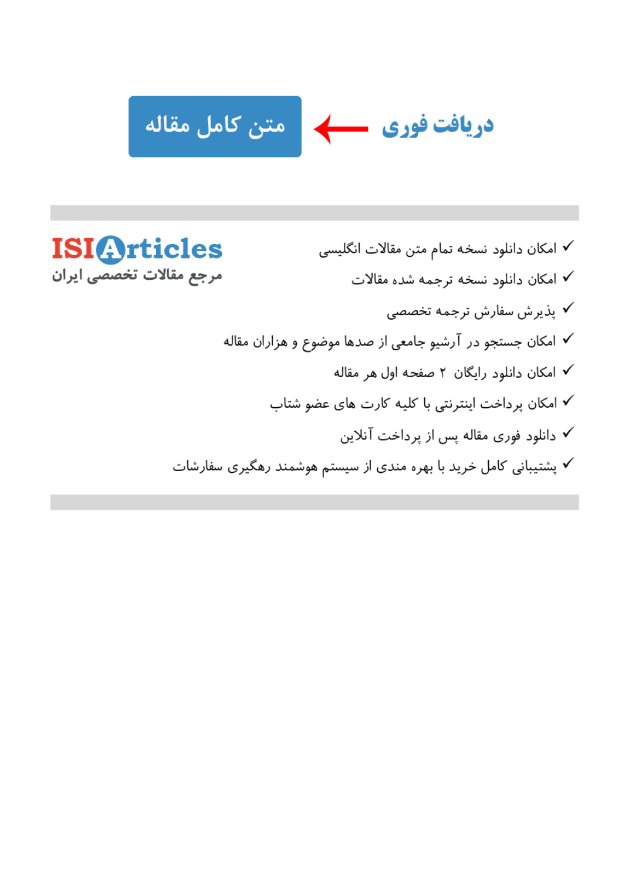دریافت فوری ← **متن کامل مقاله**

**ISIArticles**
مرجع مقالات تخصصی ایران

- ✓ امکان دانلود نسخه تمام متن مقالات انگلیسی
- ✓ امکان دانلود نسخه ترجمه شده مقالات
- ✓ پذیرش سفارش ترجمه تخصصی
- ✓ امکان جستجو در آرشیو جامعی از صدها موضوع و هزاران مقاله
- ✓ امکان دانلود رایگان ۲ صفحه اول هر مقاله
- ✓ امکان پرداخت اینترنتی با کلیه کارت های عضو شتاب
- ✓ دانلود فوری مقاله پس از پرداخت آنلاین
- ✓ پشتیبانی کامل خرید با بهره مندی از سیستم هوشمند رهگیری سفارشات